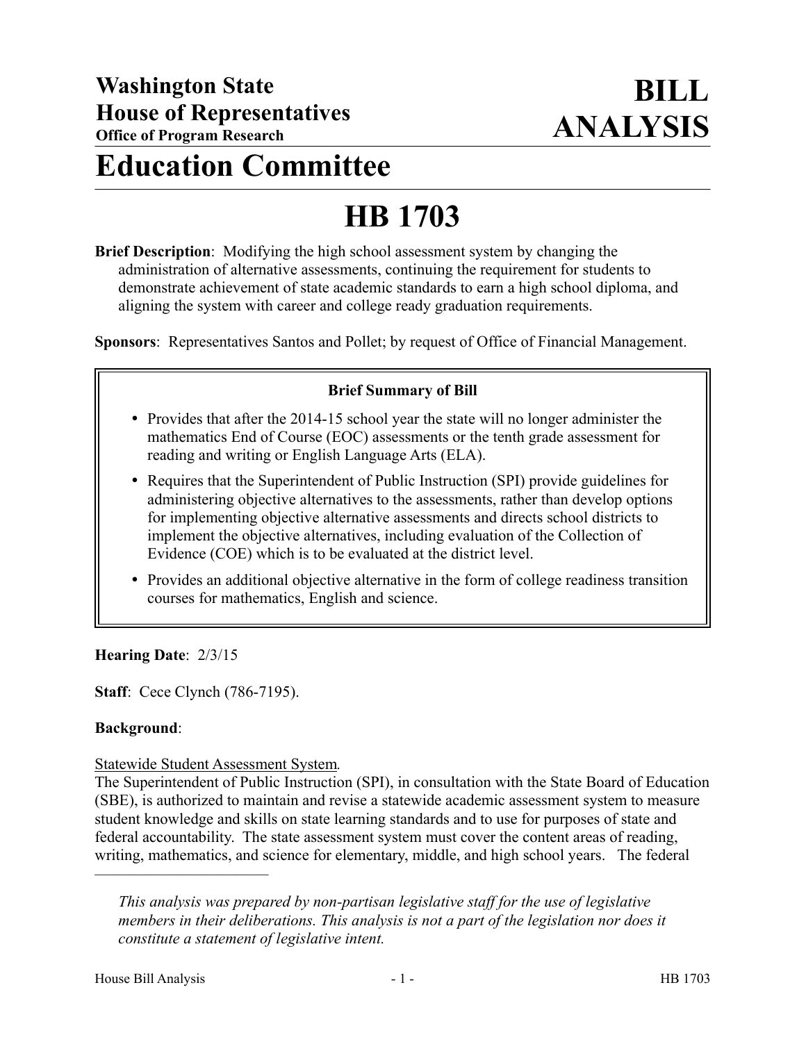# Washington State House of Representatives

**Office of Program Research**

# BILL ANALYSIS

# Education Committee

# HB 1703

**Brief Description**: Modifying the high school assessment system by changing the administration of alternative assessments, continuing the requirement for students to demonstrate achievement of state academic standards to earn a high school diploma, and aligning the system with career and college ready graduation requirements.

**Sponsors**: Representatives Santos and Pollet; by request of Office of Financial Management.

**Brief Summary of Bill**

- Provides that after the 2014-15 school year the state will no longer administer the mathematics End of Course (EOC) assessments or the tenth grade assessment for reading and writing or English Language Arts (ELA).
- Requires that the Superintendent of Public Instruction (SPI) provide guidelines for administering objective alternatives to the assessments, rather than develop options for implementing objective alternative assessments and directs school districts to implement the objective alternatives, including evaluation of the Collection of Evidence (COE) which is to be evaluated at the district level.
- Provides an additional objective alternative in the form of college readiness transition courses for mathematics, English and science.

**Hearing Date**: 2/3/15

**Staff**: Cece Clynch (786-7195).

**Background**:

Statewide Student Assessment System.

The Superintendent of Public Instruction (SPI), in consultation with the State Board of Education (SBE), is authorized to maintain and revise a statewide academic assessment system to measure student knowledge and skills on state learning standards and to use for purposes of state and federal accountability. The state assessment system must cover the content areas of reading, writing, mathematics, and science for elementary, middle, and high school years. The federal

---

*This analysis was prepared by non-partisan legislative staff for the use of legislative members in their deliberations. This analysis is not a part of the legislation nor does it constitute a statement of legislative intent.*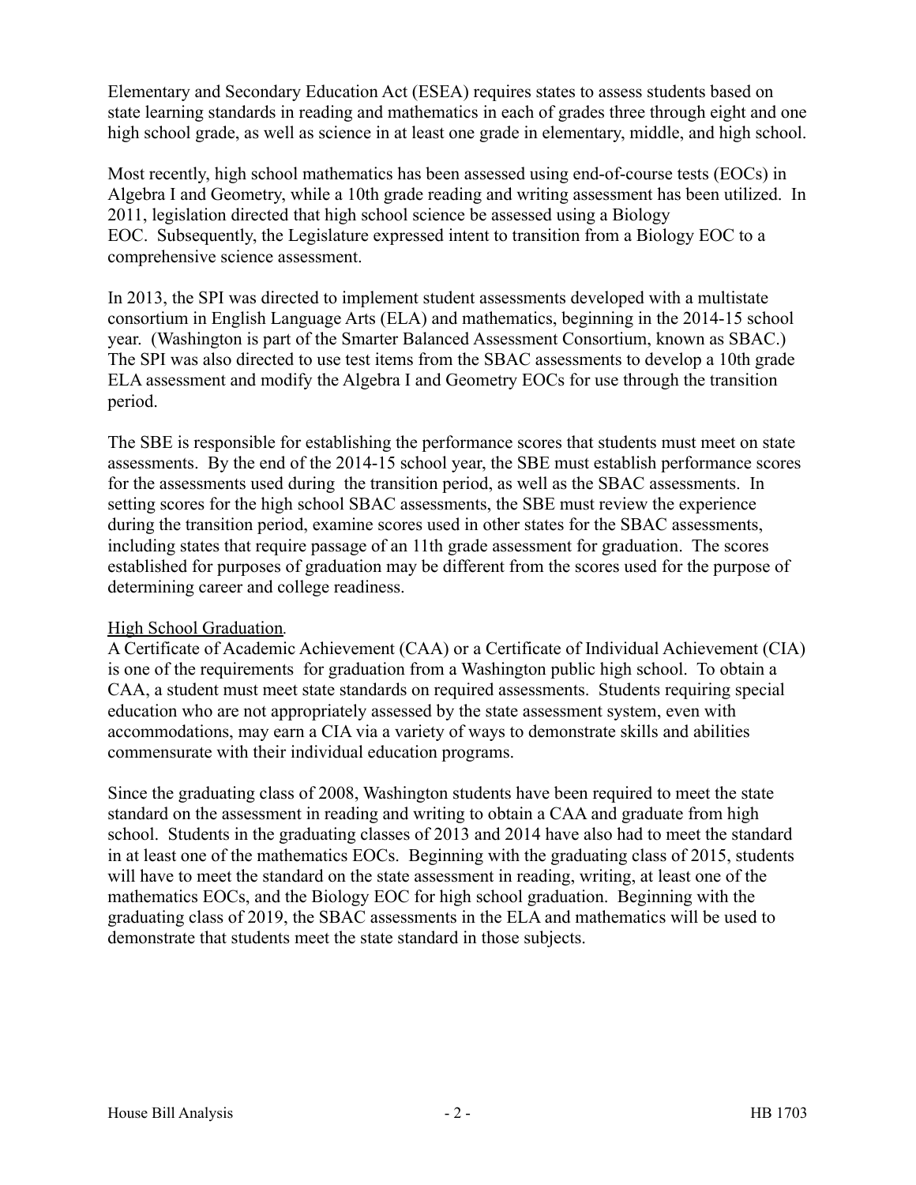Elementary and Secondary Education Act (ESEA) requires states to assess students based on state learning standards in reading and mathematics in each of grades three through eight and one high school grade, as well as science in at least one grade in elementary, middle, and high school.

Most recently, high school mathematics has been assessed using end-of-course tests (EOCs) in Algebra I and Geometry, while a 10th grade reading and writing assessment has been utilized. In 2011, legislation directed that high school science be assessed using a Biology EOC. Subsequently, the Legislature expressed intent to transition from a Biology EOC to a comprehensive science assessment.

In 2013, the SPI was directed to implement student assessments developed with a multistate consortium in English Language Arts (ELA) and mathematics, beginning in the 2014-15 school year. (Washington is part of the Smarter Balanced Assessment Consortium, known as SBAC.) The SPI was also directed to use test items from the SBAC assessments to develop a 10th grade ELA assessment and modify the Algebra I and Geometry EOCs for use through the transition period.

The SBE is responsible for establishing the performance scores that students must meet on state assessments. By the end of the 2014-15 school year, the SBE must establish performance scores for the assessments used during the transition period, as well as the SBAC assessments. In setting scores for the high school SBAC assessments, the SBE must review the experience during the transition period, examine scores used in other states for the SBAC assessments, including states that require passage of an 11th grade assessment for graduation. The scores established for purposes of graduation may be different from the scores used for the purpose of determining career and college readiness.

High School Graduation.

A Certificate of Academic Achievement (CAA) or a Certificate of Individual Achievement (CIA) is one of the requirements for graduation from a Washington public high school. To obtain a CAA, a student must meet state standards on required assessments. Students requiring special education who are not appropriately assessed by the state assessment system, even with accommodations, may earn a CIA via a variety of ways to demonstrate skills and abilities commensurate with their individual education programs.

Since the graduating class of 2008, Washington students have been required to meet the state standard on the assessment in reading and writing to obtain a CAA and graduate from high school. Students in the graduating classes of 2013 and 2014 have also had to meet the standard in at least one of the mathematics EOCs. Beginning with the graduating class of 2015, students will have to meet the standard on the state assessment in reading, writing, at least one of the mathematics EOCs, and the Biology EOC for high school graduation. Beginning with the graduating class of 2019, the SBAC assessments in the ELA and mathematics will be used to demonstrate that students meet the state standard in those subjects.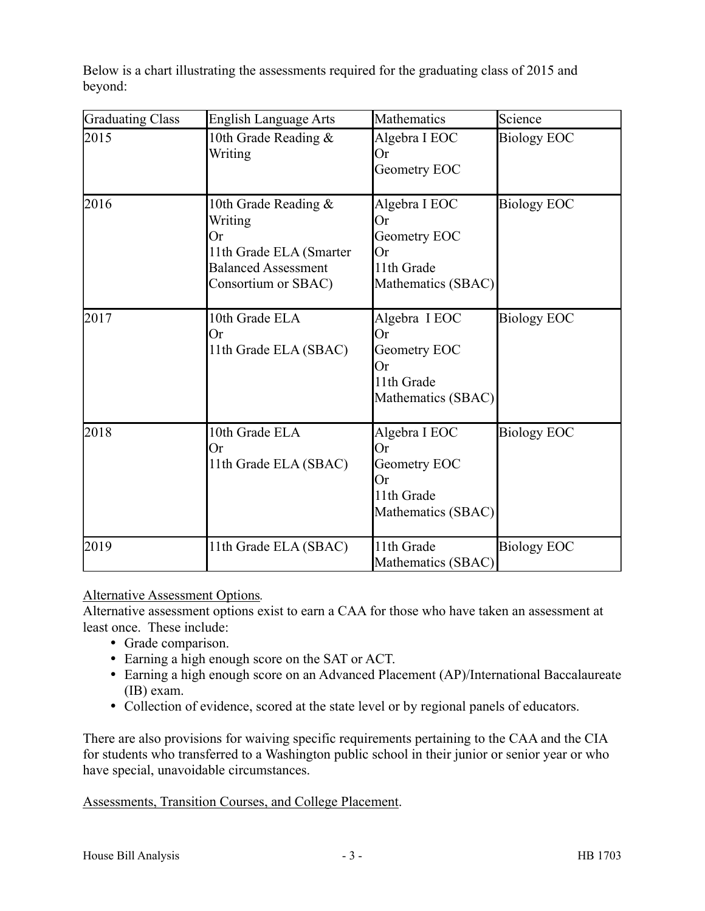Below is a chart illustrating the assessments required for the graduating class of 2015 and beyond:

| Graduating Class | English Language Arts | Mathematics | Science |
|---|---|---|---|
| 2015 | 10th Grade Reading & Writing | Algebra I EOC<br>Or<br>Geometry EOC | Biology EOC |
| 2016 | 10th Grade Reading & Writing<br>Or<br>11th Grade ELA (Smarter Balanced Assessment Consortium or SBAC) | Algebra I EOC<br>Or<br>Geometry EOC<br>Or<br>11th Grade Mathematics (SBAC) | Biology EOC |
| 2017 | 10th Grade ELA<br>Or<br>11th Grade ELA (SBAC) | Algebra I EOC<br>Or<br>Geometry EOC<br>Or<br>11th Grade Mathematics (SBAC) | Biology EOC |
| 2018 | 10th Grade ELA<br>Or<br>11th Grade ELA (SBAC) | Algebra I EOC<br>Or<br>Geometry EOC<br>Or<br>11th Grade Mathematics (SBAC) | Biology EOC |
| 2019 | 11th Grade ELA (SBAC) | 11th Grade Mathematics (SBAC) | Biology EOC |

Alternative Assessment Options*.*

Alternative assessment options exist to earn a CAA for those who have taken an assessment at least once. These include:

- Grade comparison.
- Earning a high enough score on the SAT or ACT.
- Earning a high enough score on an Advanced Placement (AP)/International Baccalaureate (IB) exam.
- Collection of evidence, scored at the state level or by regional panels of educators.

There are also provisions for waiving specific requirements pertaining to the CAA and the CIA for students who transferred to a Washington public school in their junior or senior year or who have special, unavoidable circumstances.

Assessments, Transition Courses, and College Placement.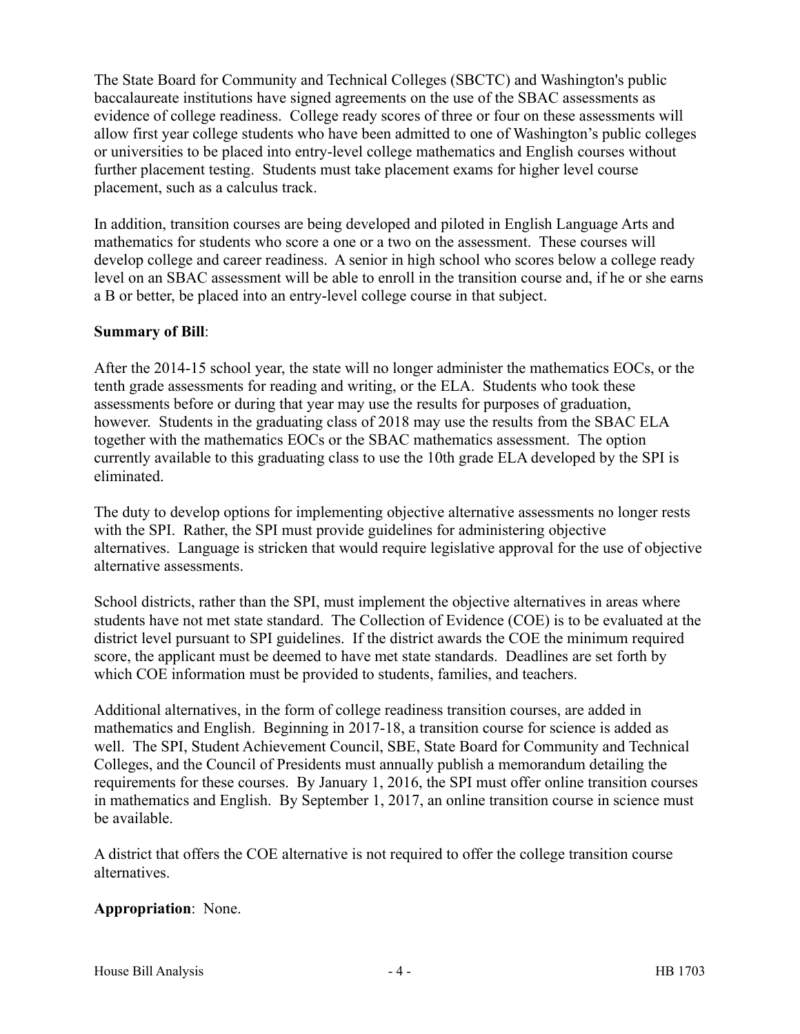The State Board for Community and Technical Colleges (SBCTC) and Washington's public baccalaureate institutions have signed agreements on the use of the SBAC assessments as evidence of college readiness. College ready scores of three or four on these assessments will allow first year college students who have been admitted to one of Washington's public colleges or universities to be placed into entry-level college mathematics and English courses without further placement testing. Students must take placement exams for higher level course placement, such as a calculus track.

In addition, transition courses are being developed and piloted in English Language Arts and mathematics for students who score a one or a two on the assessment. These courses will develop college and career readiness. A senior in high school who scores below a college ready level on an SBAC assessment will be able to enroll in the transition course and, if he or she earns a B or better, be placed into an entry-level college course in that subject.

**Summary of Bill**:

After the 2014-15 school year, the state will no longer administer the mathematics EOCs, or the tenth grade assessments for reading and writing, or the ELA. Students who took these assessments before or during that year may use the results for purposes of graduation, however. Students in the graduating class of 2018 may use the results from the SBAC ELA together with the mathematics EOCs or the SBAC mathematics assessment. The option currently available to this graduating class to use the 10th grade ELA developed by the SPI is eliminated.

The duty to develop options for implementing objective alternative assessments no longer rests with the SPI. Rather, the SPI must provide guidelines for administering objective alternatives. Language is stricken that would require legislative approval for the use of objective alternative assessments.

School districts, rather than the SPI, must implement the objective alternatives in areas where students have not met state standard. The Collection of Evidence (COE) is to be evaluated at the district level pursuant to SPI guidelines. If the district awards the COE the minimum required score, the applicant must be deemed to have met state standards. Deadlines are set forth by which COE information must be provided to students, families, and teachers.

Additional alternatives, in the form of college readiness transition courses, are added in mathematics and English. Beginning in 2017-18, a transition course for science is added as well. The SPI, Student Achievement Council, SBE, State Board for Community and Technical Colleges, and the Council of Presidents must annually publish a memorandum detailing the requirements for these courses. By January 1, 2016, the SPI must offer online transition courses in mathematics and English. By September 1, 2017, an online transition course in science must be available.

A district that offers the COE alternative is not required to offer the college transition course alternatives.

**Appropriation**: None.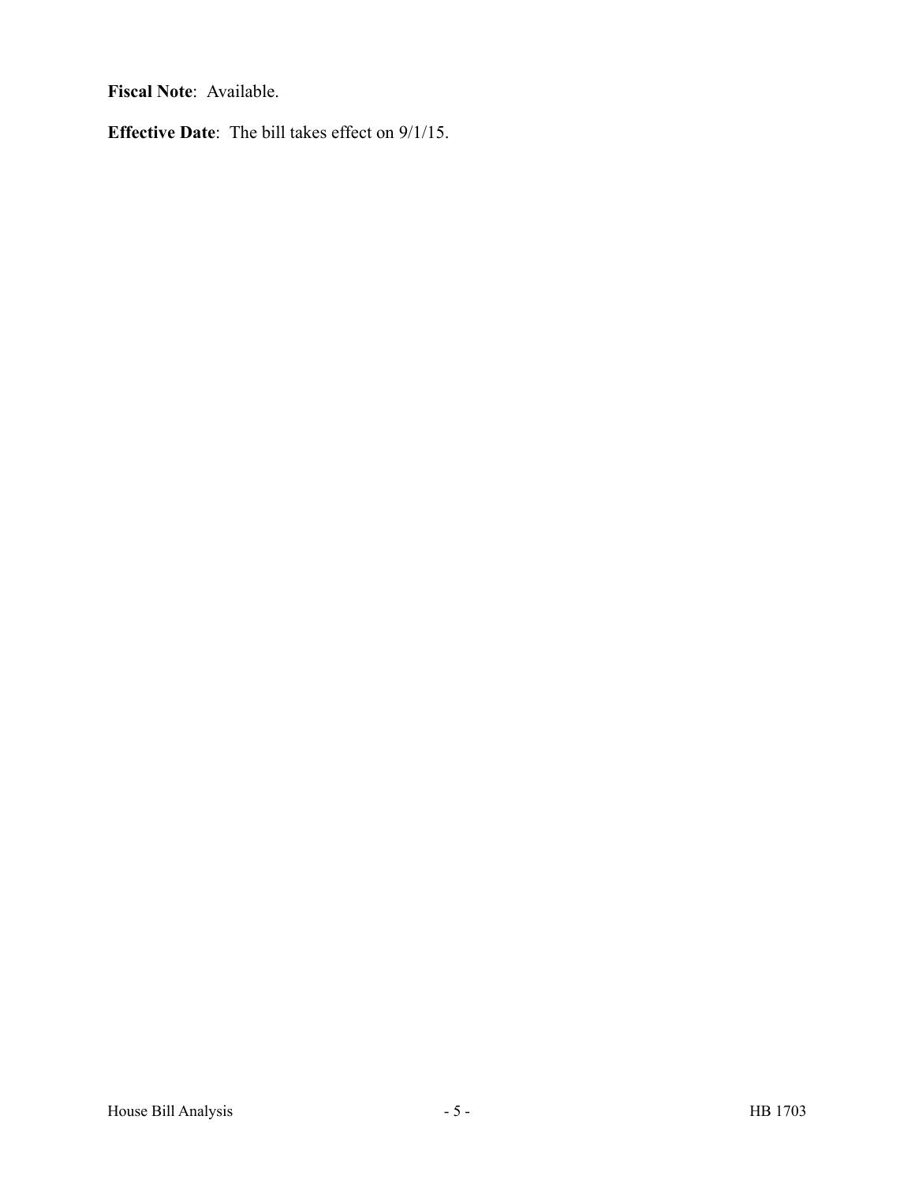**Fiscal Note**: Available.

**Effective Date**: The bill takes effect on 9/1/15.